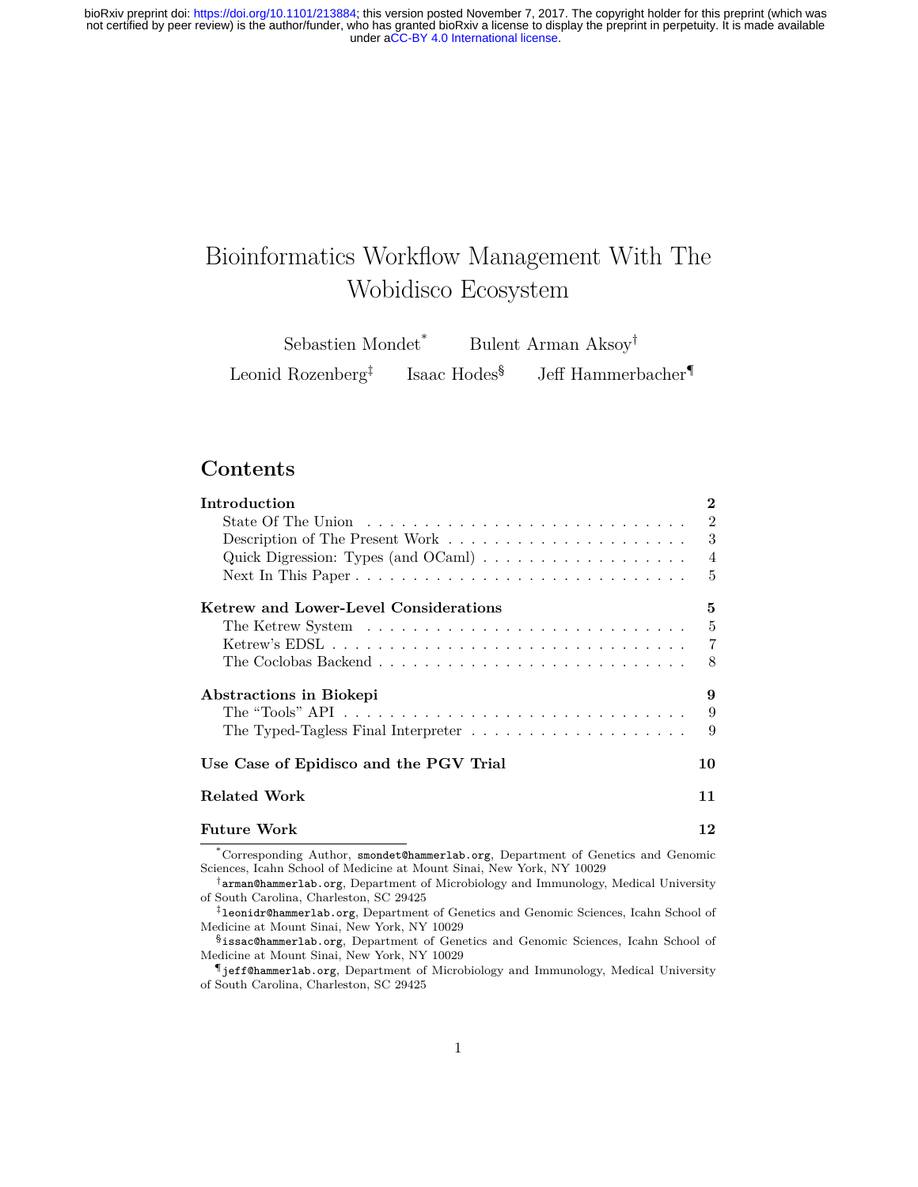bioRxiv preprint doi: https://doi.org/10.1101/213884; this version posted November 7, 2017. The copyright holder for this preprint (which was not certified by peer review) is the author/funder, who has granted bioRxiv a license to display the preprint in perpetuity. It is made available under aCC-BY 4.0 International license.

# Bioinformatics Workflow Management With The Wobidisco Ecosystem

Sebastien Mondet[*] Bulent Arman Aksoy[†]

Leonid Rozenberg[‡] Isaac Hodes[§] Jeff Hammerbacher[¶]

## Contents

| | |
|---|---|
| **Introduction** | **2** |
| State Of The Union | 2 |
| Description of The Present Work | 3 |
| Quick Digression: Types (and OCaml) | 4 |
| Next In This Paper | 5 |
| **Ketrew and Lower-Level Considerations** | **5** |
| The Ketrew System | 5 |
| Ketrew's EDSL | 7 |
| The Coclobas Backend | 8 |
| **Abstractions in Biokepi** | **9** |
| The "Tools" API | 9 |
| The Typed-Tagless Final Interpreter | 9 |
| **Use Case of Epidisco and the PGV Trial** | **10** |
| **Related Work** | **11** |
| **Future Work** | **12** |

[*] Corresponding Author, smondet@hammerlab.org, Department of Genetics and Genomic Sciences, Icahn School of Medicine at Mount Sinai, New York, NY 10029

[†] arman@hammerlab.org, Department of Microbiology and Immunology, Medical University of South Carolina, Charleston, SC 29425

[‡] leonidr@hammerlab.org, Department of Genetics and Genomic Sciences, Icahn School of Medicine at Mount Sinai, New York, NY 10029

[§] issac@hammerlab.org, Department of Genetics and Genomic Sciences, Icahn School of Medicine at Mount Sinai, New York, NY 10029

[¶] jeff@hammerlab.org, Department of Microbiology and Immunology, Medical University of South Carolina, Charleston, SC 29425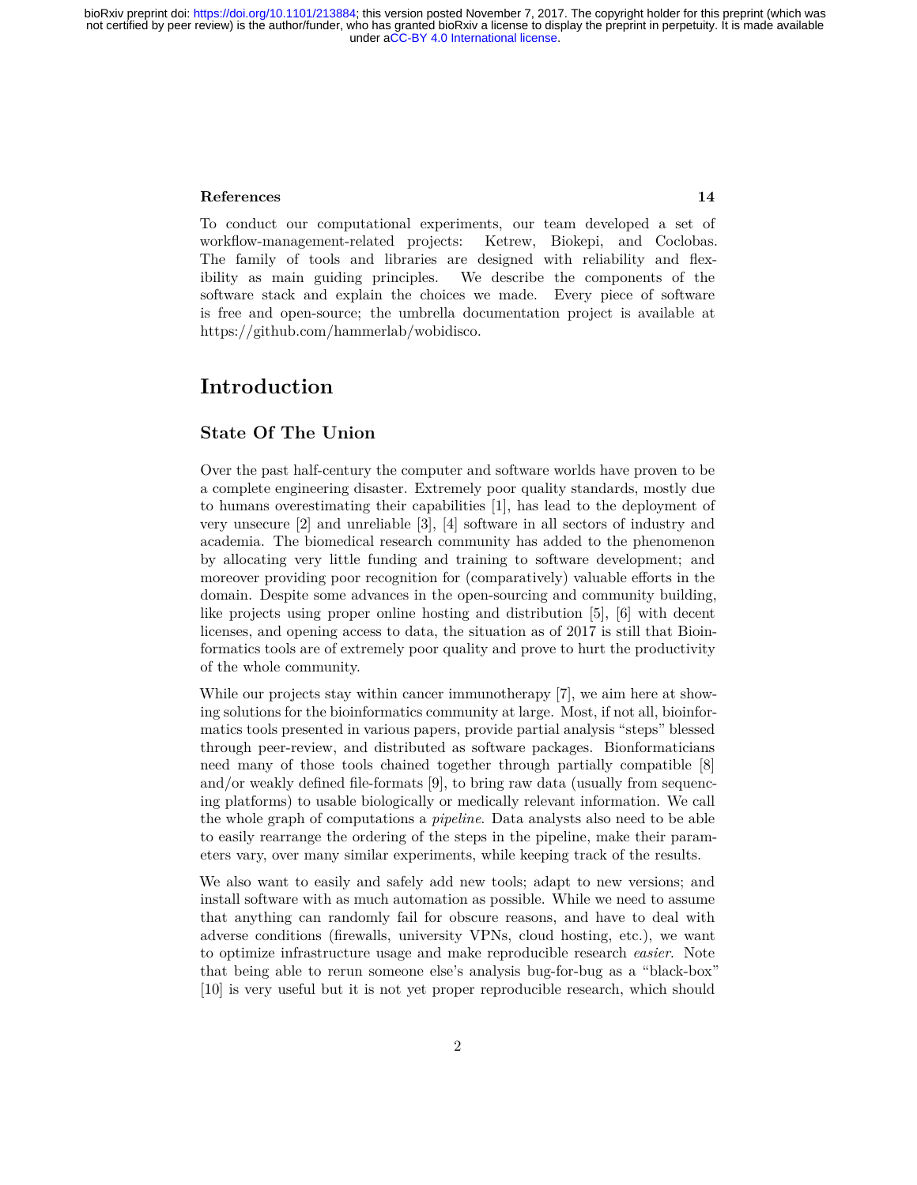**References 14**

To conduct our computational experiments, our team developed a set of workflow-management-related projects: Ketrew, Biokepi, and Coclobas. The family of tools and libraries are designed with reliability and flexibility as main guiding principles. We describe the components of the software stack and explain the choices we made. Every piece of software is free and open-source; the umbrella documentation project is available at https://github.com/hammerlab/wobidisco.

# Introduction

## State Of The Union

Over the past half-century the computer and software worlds have proven to be a complete engineering disaster. Extremely poor quality standards, mostly due to humans overestimating their capabilities [1], has lead to the deployment of very unsecure [2] and unreliable [3], [4] software in all sectors of industry and academia. The biomedical research community has added to the phenomenon by allocating very little funding and training to software development; and moreover providing poor recognition for (comparatively) valuable efforts in the domain. Despite some advances in the open-sourcing and community building, like projects using proper online hosting and distribution [5], [6] with decent licenses, and opening access to data, the situation as of 2017 is still that Bioinformatics tools are of extremely poor quality and prove to hurt the productivity of the whole community.

While our projects stay within cancer immunotherapy [7], we aim here at showing solutions for the bioinformatics community at large. Most, if not all, bioinformatics tools presented in various papers, provide partial analysis "steps" blessed through peer-review, and distributed as software packages. Bionformaticians need many of those tools chained together through partially compatible [8] and/or weakly defined file-formats [9], to bring raw data (usually from sequencing platforms) to usable biologically or medically relevant information. We call the whole graph of computations a *pipeline*. Data analysts also need to be able to easily rearrange the ordering of the steps in the pipeline, make their parameters vary, over many similar experiments, while keeping track of the results.

We also want to easily and safely add new tools; adapt to new versions; and install software with as much automation as possible. While we need to assume that anything can randomly fail for obscure reasons, and have to deal with adverse conditions (firewalls, university VPNs, cloud hosting, etc.), we want to optimize infrastructure usage and make reproducible research *easier*. Note that being able to rerun someone else's analysis bug-for-bug as a "black-box" [10] is very useful but it is not yet proper reproducible research, which should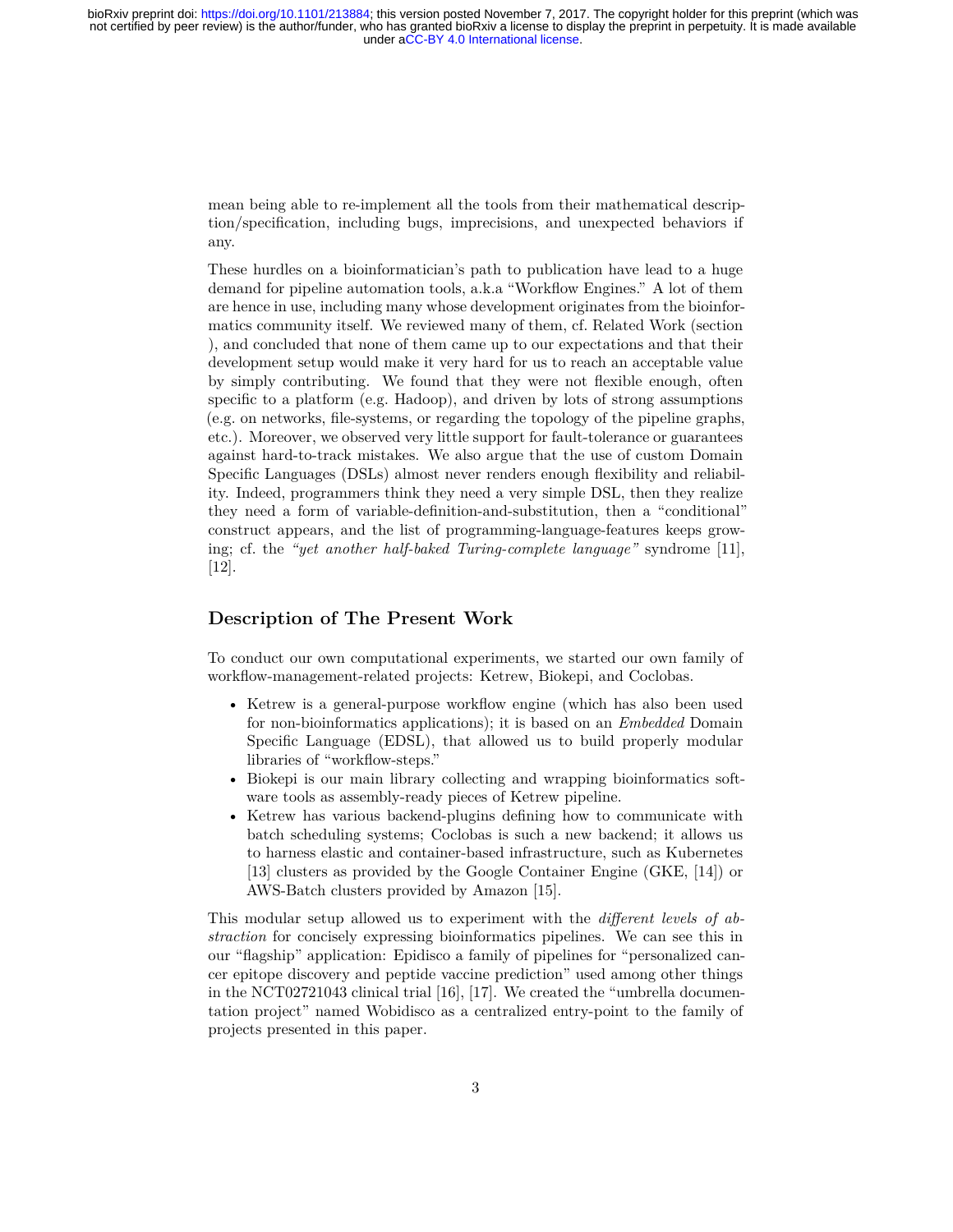mean being able to re-implement all the tools from their mathematical description/specification, including bugs, imprecisions, and unexpected behaviors if any.

These hurdles on a bioinformatician's path to publication have lead to a huge demand for pipeline automation tools, a.k.a "Workflow Engines." A lot of them are hence in use, including many whose development originates from the bioinformatics community itself. We reviewed many of them, cf. Related Work (section ), and concluded that none of them came up to our expectations and that their development setup would make it very hard for us to reach an acceptable value by simply contributing. We found that they were not flexible enough, often specific to a platform (e.g. Hadoop), and driven by lots of strong assumptions (e.g. on networks, file-systems, or regarding the topology of the pipeline graphs, etc.). Moreover, we observed very little support for fault-tolerance or guarantees against hard-to-track mistakes. We also argue that the use of custom Domain Specific Languages (DSLs) almost never renders enough flexibility and reliability. Indeed, programmers think they need a very simple DSL, then they realize they need a form of variable-definition-and-substitution, then a "conditional" construct appears, and the list of programming-language-features keeps growing; cf. the *"yet another half-baked Turing-complete language"* syndrome [11], [12].

## Description of The Present Work

To conduct our own computational experiments, we started our own family of workflow-management-related projects: Ketrew, Biokepi, and Coclobas.

- Ketrew is a general-purpose workflow engine (which has also been used for non-bioinformatics applications); it is based on an *Embedded* Domain Specific Language (EDSL), that allowed us to build properly modular libraries of "workflow-steps."
- Biokepi is our main library collecting and wrapping bioinformatics software tools as assembly-ready pieces of Ketrew pipeline.
- Ketrew has various backend-plugins defining how to communicate with batch scheduling systems; Coclobas is such a new backend; it allows us to harness elastic and container-based infrastructure, such as Kubernetes [13] clusters as provided by the Google Container Engine (GKE, [14]) or AWS-Batch clusters provided by Amazon [15].

This modular setup allowed us to experiment with the *different levels of abstraction* for concisely expressing bioinformatics pipelines. We can see this in our "flagship" application: Epidisco a family of pipelines for "personalized cancer epitope discovery and peptide vaccine prediction" used among other things in the NCT02721043 clinical trial [16], [17]. We created the "umbrella documentation project" named Wobidisco as a centralized entry-point to the family of projects presented in this paper.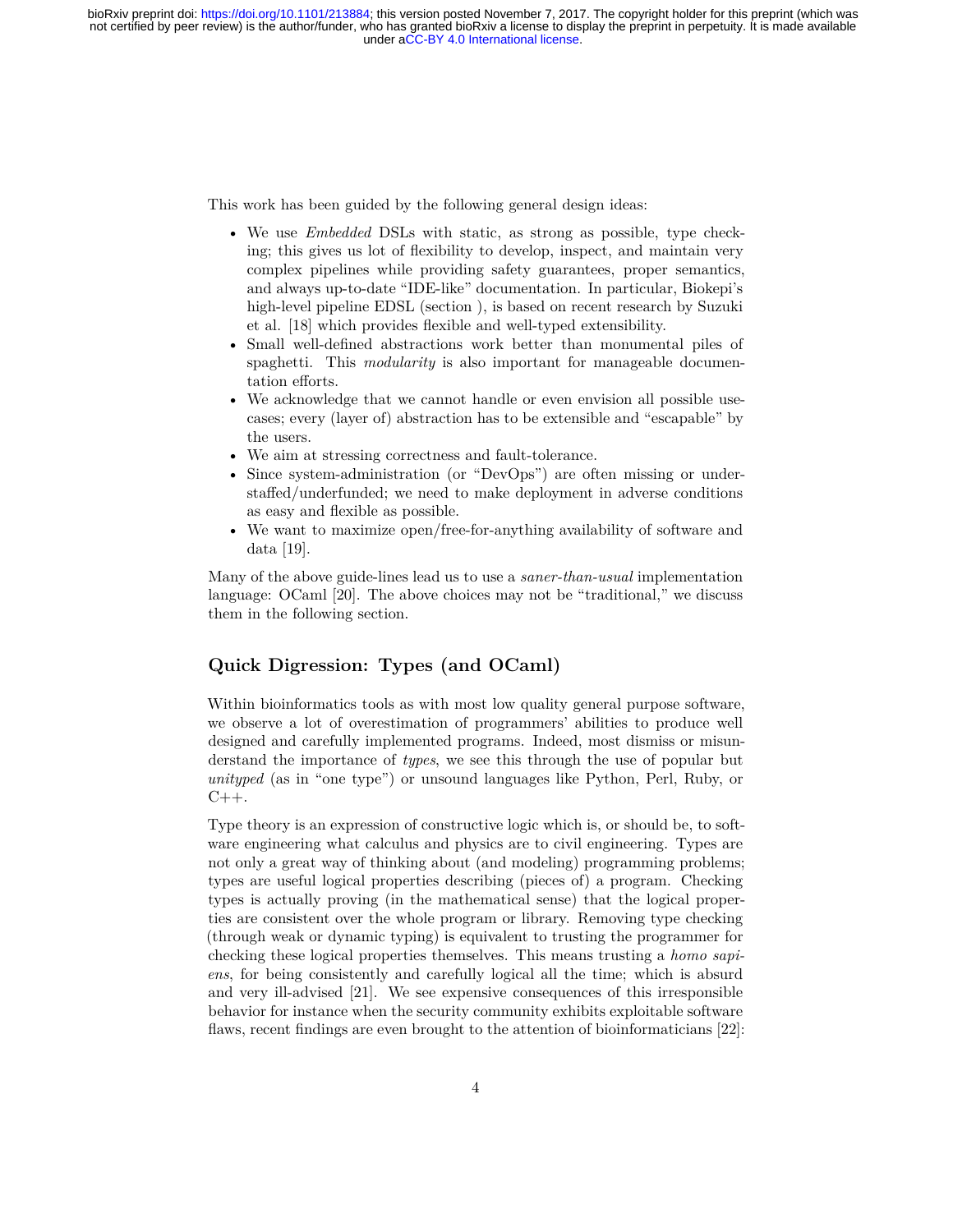This work has been guided by the following general design ideas:

- We use *Embedded* DSLs with static, as strong as possible, type checking; this gives us lot of flexibility to develop, inspect, and maintain very complex pipelines while providing safety guarantees, proper semantics, and always up-to-date "IDE-like" documentation. In particular, Biokepi's high-level pipeline EDSL (section ), is based on recent research by Suzuki et al. [18] which provides flexible and well-typed extensibility.
- Small well-defined abstractions work better than monumental piles of spaghetti. This *modularity* is also important for manageable documentation efforts.
- We acknowledge that we cannot handle or even envision all possible use-cases; every (layer of) abstraction has to be extensible and "escapable" by the users.
- We aim at stressing correctness and fault-tolerance.
- Since system-administration (or "DevOps") are often missing or understaffed/underfunded; we need to make deployment in adverse conditions as easy and flexible as possible.
- We want to maximize open/free-for-anything availability of software and data [19].

Many of the above guide-lines lead us to use a *saner-than-usual* implementation language: OCaml [20]. The above choices may not be "traditional," we discuss them in the following section.

## Quick Digression: Types (and OCaml)

Within bioinformatics tools as with most low quality general purpose software, we observe a lot of overestimation of programmers' abilities to produce well designed and carefully implemented programs. Indeed, most dismiss or misunderstand the importance of *types*, we see this through the use of popular but *unityped* (as in "one type") or unsound languages like Python, Perl, Ruby, or C++.

Type theory is an expression of constructive logic which is, or should be, to software engineering what calculus and physics are to civil engineering. Types are not only a great way of thinking about (and modeling) programming problems; types are useful logical properties describing (pieces of) a program. Checking types is actually proving (in the mathematical sense) that the logical properties are consistent over the whole program or library. Removing type checking (through weak or dynamic typing) is equivalent to trusting the programmer for checking these logical properties themselves. This means trusting a *homo sapiens*, for being consistently and carefully logical all the time; which is absurd and very ill-advised [21]. We see expensive consequences of this irresponsible behavior for instance when the security community exhibits exploitable software flaws, recent findings are even brought to the attention of bioinformaticians [22]: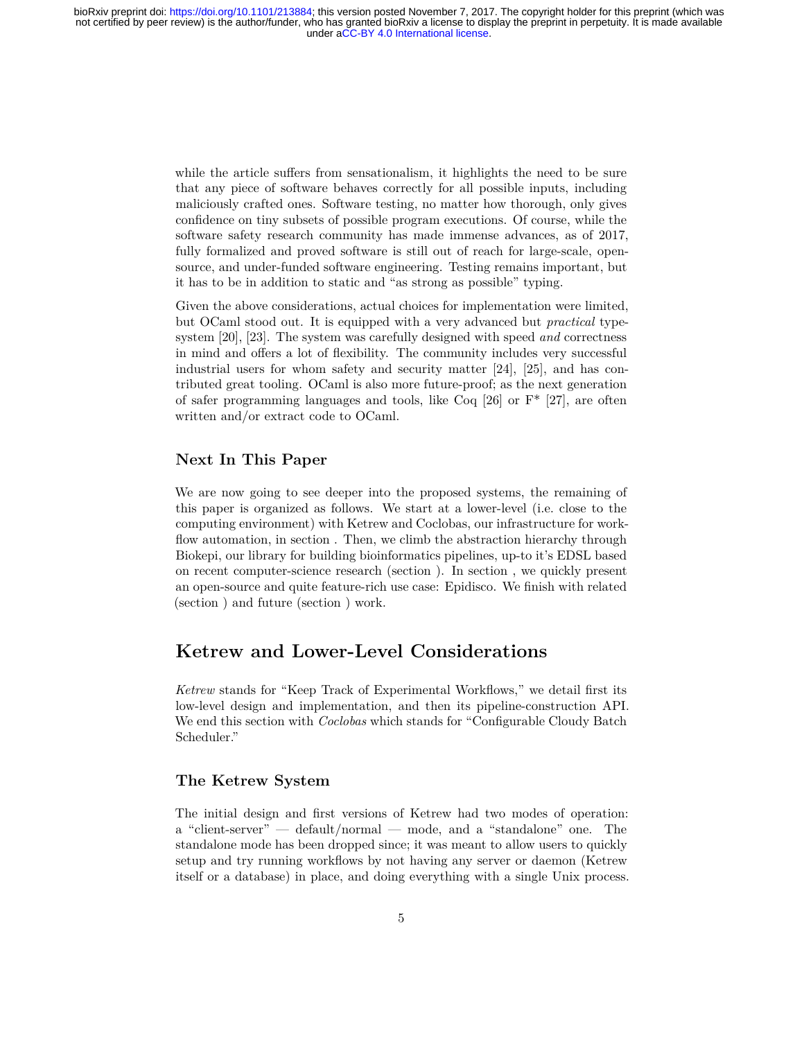while the article suffers from sensationalism, it highlights the need to be sure that any piece of software behaves correctly for all possible inputs, including maliciously crafted ones. Software testing, no matter how thorough, only gives confidence on tiny subsets of possible program executions. Of course, while the software safety research community has made immense advances, as of 2017, fully formalized and proved software is still out of reach for large-scale, open-source, and under-funded software engineering. Testing remains important, but it has to be in addition to static and "as strong as possible" typing.

Given the above considerations, actual choices for implementation were limited, but OCaml stood out. It is equipped with a very advanced but *practical* type-system [20], [23]. The system was carefully designed with speed *and* correctness in mind and offers a lot of flexibility. The community includes very successful industrial users for whom safety and security matter [24], [25], and has contributed great tooling. OCaml is also more future-proof; as the next generation of safer programming languages and tools, like Coq [26] or F* [27], are often written and/or extract code to OCaml.

## Next In This Paper

We are now going to see deeper into the proposed systems, the remaining of this paper is organized as follows. We start at a lower-level (i.e. close to the computing environment) with Ketrew and Coclobas, our infrastructure for workflow automation, in section . Then, we climb the abstraction hierarchy through Biokepi, our library for building bioinformatics pipelines, up-to it's EDSL based on recent computer-science research (section ). In section , we quickly present an open-source and quite feature-rich use case: Epidisco. We finish with related (section ) and future (section ) work.

# Ketrew and Lower-Level Considerations

*Ketrew* stands for "Keep Track of Experimental Workflows," we detail first its low-level design and implementation, and then its pipeline-construction API. We end this section with *Coclobas* which stands for "Configurable Cloudy Batch Scheduler."

## The Ketrew System

The initial design and first versions of Ketrew had two modes of operation: a "client-server" — default/normal — mode, and a "standalone" one. The standalone mode has been dropped since; it was meant to allow users to quickly setup and try running workflows by not having any server or daemon (Ketrew itself or a database) in place, and doing everything with a single Unix process.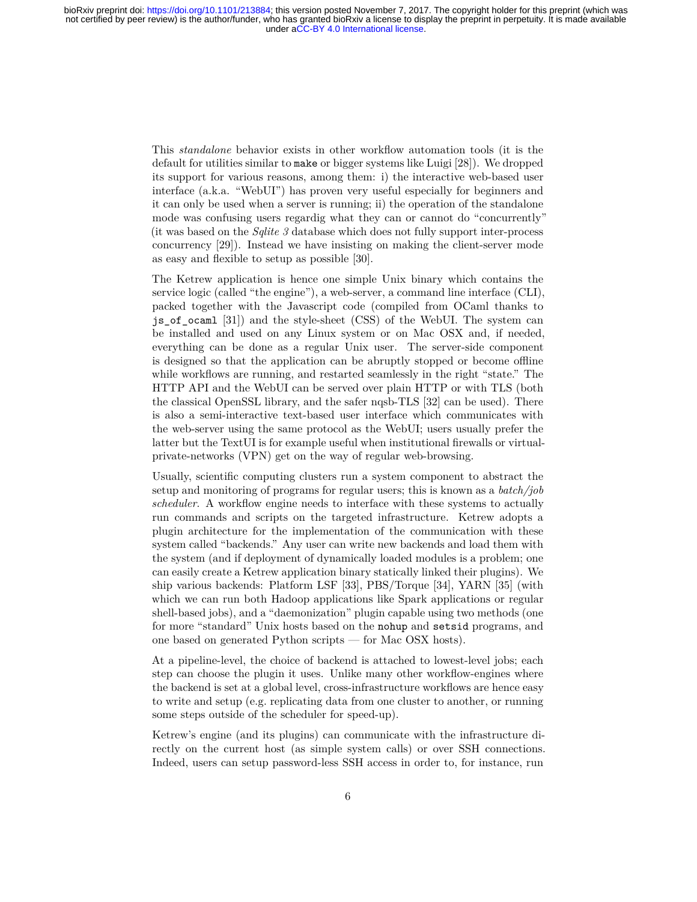This *standalone* behavior exists in other workflow automation tools (it is the default for utilities similar to `make` or bigger systems like Luigi [28]). We dropped its support for various reasons, among them: i) the interactive web-based user interface (a.k.a. "WebUI") has proven very useful especially for beginners and it can only be used when a server is running; ii) the operation of the standalone mode was confusing users regardig what they can or cannot do "concurrently" (it was based on the *Sqlite 3* database which does not fully support inter-process concurrency [29]). Instead we have insisting on making the client-server mode as easy and flexible to setup as possible [30].

The Ketrew application is hence one simple Unix binary which contains the service logic (called "the engine"), a web-server, a command line interface (CLI), packed together with the Javascript code (compiled from OCaml thanks to `js_of_ocaml` [31]) and the style-sheet (CSS) of the WebUI. The system can be installed and used on any Linux system or on Mac OSX and, if needed, everything can be done as a regular Unix user. The server-side component is designed so that the application can be abruptly stopped or become offline while workflows are running, and restarted seamlessly in the right "state." The HTTP API and the WebUI can be served over plain HTTP or with TLS (both the classical OpenSSL library, and the safer nqsb-TLS [32] can be used). There is also a semi-interactive text-based user interface which communicates with the web-server using the same protocol as the WebUI; users usually prefer the latter but the TextUI is for example useful when institutional firewalls or virtual-private-networks (VPN) get on the way of regular web-browsing.

Usually, scientific computing clusters run a system component to abstract the setup and monitoring of programs for regular users; this is known as a *batch/job scheduler*. A workflow engine needs to interface with these systems to actually run commands and scripts on the targeted infrastructure. Ketrew adopts a plugin architecture for the implementation of the communication with these system called "backends." Any user can write new backends and load them with the system (and if deployment of dynamically loaded modules is a problem; one can easily create a Ketrew application binary statically linked their plugins). We ship various backends: Platform LSF [33], PBS/Torque [34], YARN [35] (with which we can run both Hadoop applications like Spark applications or regular shell-based jobs), and a "daemonization" plugin capable using two methods (one for more "standard" Unix hosts based on the `nohup` and `setsid` programs, and one based on generated Python scripts — for Mac OSX hosts).

At a pipeline-level, the choice of backend is attached to lowest-level jobs; each step can choose the plugin it uses. Unlike many other workflow-engines where the backend is set at a global level, cross-infrastructure workflows are hence easy to write and setup (e.g. replicating data from one cluster to another, or running some steps outside of the scheduler for speed-up).

Ketrew's engine (and its plugins) can communicate with the infrastructure directly on the current host (as simple system calls) or over SSH connections. Indeed, users can setup password-less SSH access in order to, for instance, run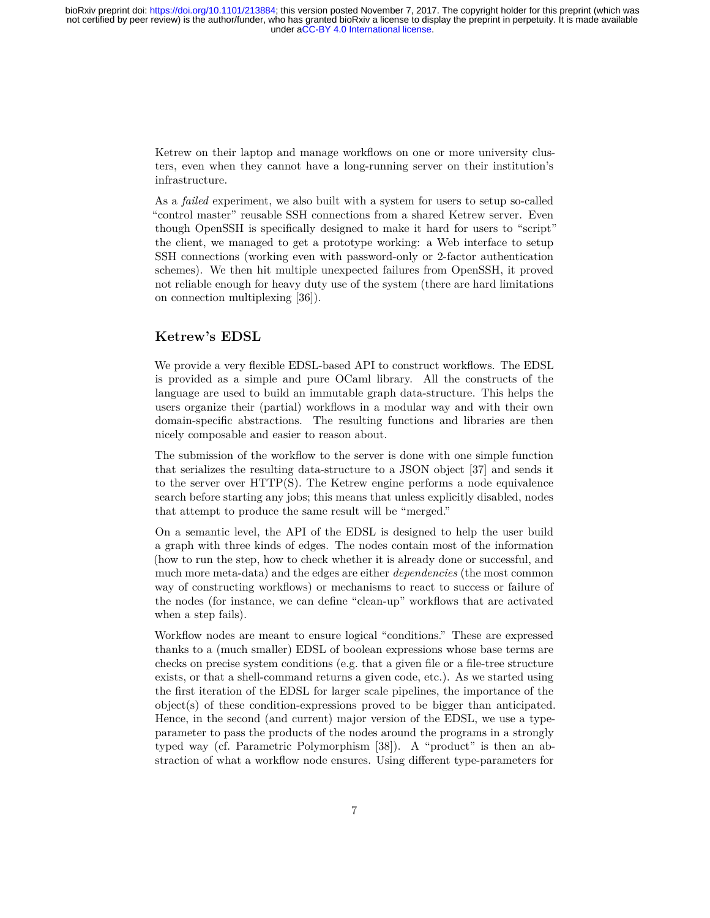Ketrew on their laptop and manage workflows on one or more university clusters, even when they cannot have a long-running server on their institution's infrastructure.

As a *failed* experiment, we also built with a system for users to setup so-called "control master" reusable SSH connections from a shared Ketrew server. Even though OpenSSH is specifically designed to make it hard for users to "script" the client, we managed to get a prototype working: a Web interface to setup SSH connections (working even with password-only or 2-factor authentication schemes). We then hit multiple unexpected failures from OpenSSH, it proved not reliable enough for heavy duty use of the system (there are hard limitations on connection multiplexing [36]).

## Ketrew's EDSL

We provide a very flexible EDSL-based API to construct workflows. The EDSL is provided as a simple and pure OCaml library. All the constructs of the language are used to build an immutable graph data-structure. This helps the users organize their (partial) workflows in a modular way and with their own domain-specific abstractions. The resulting functions and libraries are then nicely composable and easier to reason about.

The submission of the workflow to the server is done with one simple function that serializes the resulting data-structure to a JSON object [37] and sends it to the server over HTTP(S). The Ketrew engine performs a node equivalence search before starting any jobs; this means that unless explicitly disabled, nodes that attempt to produce the same result will be "merged."

On a semantic level, the API of the EDSL is designed to help the user build a graph with three kinds of edges. The nodes contain most of the information (how to run the step, how to check whether it is already done or successful, and much more meta-data) and the edges are either *dependencies* (the most common way of constructing workflows) or mechanisms to react to success or failure of the nodes (for instance, we can define "clean-up" workflows that are activated when a step fails).

Workflow nodes are meant to ensure logical "conditions." These are expressed thanks to a (much smaller) EDSL of boolean expressions whose base terms are checks on precise system conditions (e.g. that a given file or a file-tree structure exists, or that a shell-command returns a given code, etc.). As we started using the first iteration of the EDSL for larger scale pipelines, the importance of the object(s) of these condition-expressions proved to be bigger than anticipated. Hence, in the second (and current) major version of the EDSL, we use a type-parameter to pass the products of the nodes around the programs in a strongly typed way (cf. Parametric Polymorphism [38]). A "product" is then an abstraction of what a workflow node ensures. Using different type-parameters for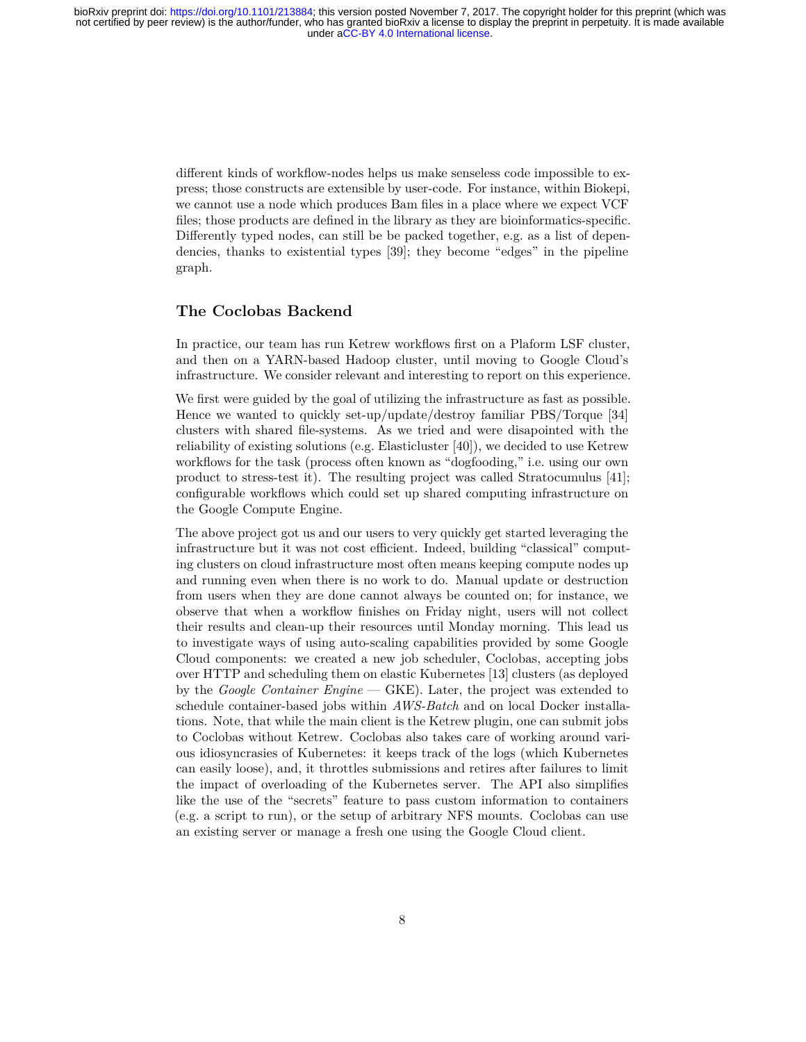different kinds of workflow-nodes helps us make senseless code impossible to express; those constructs are extensible by user-code. For instance, within Biokepi, we cannot use a node which produces Bam files in a place where we expect VCF files; those products are defined in the library as they are bioinformatics-specific. Differently typed nodes, can still be be packed together, e.g. as a list of dependencies, thanks to existential types [39]; they become "edges" in the pipeline graph.

## The Coclobas Backend

In practice, our team has run Ketrew workflows first on a Plaform LSF cluster, and then on a YARN-based Hadoop cluster, until moving to Google Cloud's infrastructure. We consider relevant and interesting to report on this experience.

We first were guided by the goal of utilizing the infrastructure as fast as possible. Hence we wanted to quickly set-up/update/destroy familiar PBS/Torque [34] clusters with shared file-systems. As we tried and were disapointed with the reliability of existing solutions (e.g. Elasticluster [40]), we decided to use Ketrew workflows for the task (process often known as "dogfooding," i.e. using our own product to stress-test it). The resulting project was called Stratocumulus [41]; configurable workflows which could set up shared computing infrastructure on the Google Compute Engine.

The above project got us and our users to very quickly get started leveraging the infrastructure but it was not cost efficient. Indeed, building "classical" computing clusters on cloud infrastructure most often means keeping compute nodes up and running even when there is no work to do. Manual update or destruction from users when they are done cannot always be counted on; for instance, we observe that when a workflow finishes on Friday night, users will not collect their results and clean-up their resources until Monday morning. This lead us to investigate ways of using auto-scaling capabilities provided by some Google Cloud components: we created a new job scheduler, Coclobas, accepting jobs over HTTP and scheduling them on elastic Kubernetes [13] clusters (as deployed by the *Google Container Engine* — GKE). Later, the project was extended to schedule container-based jobs within *AWS-Batch* and on local Docker installations. Note, that while the main client is the Ketrew plugin, one can submit jobs to Coclobas without Ketrew. Coclobas also takes care of working around various idiosyncrasies of Kubernetes: it keeps track of the logs (which Kubernetes can easily loose), and, it throttles submissions and retires after failures to limit the impact of overloading of the Kubernetes server. The API also simplifies like the use of the "secrets" feature to pass custom information to containers (e.g. a script to run), or the setup of arbitrary NFS mounts. Coclobas can use an existing server or manage a fresh one using the Google Cloud client.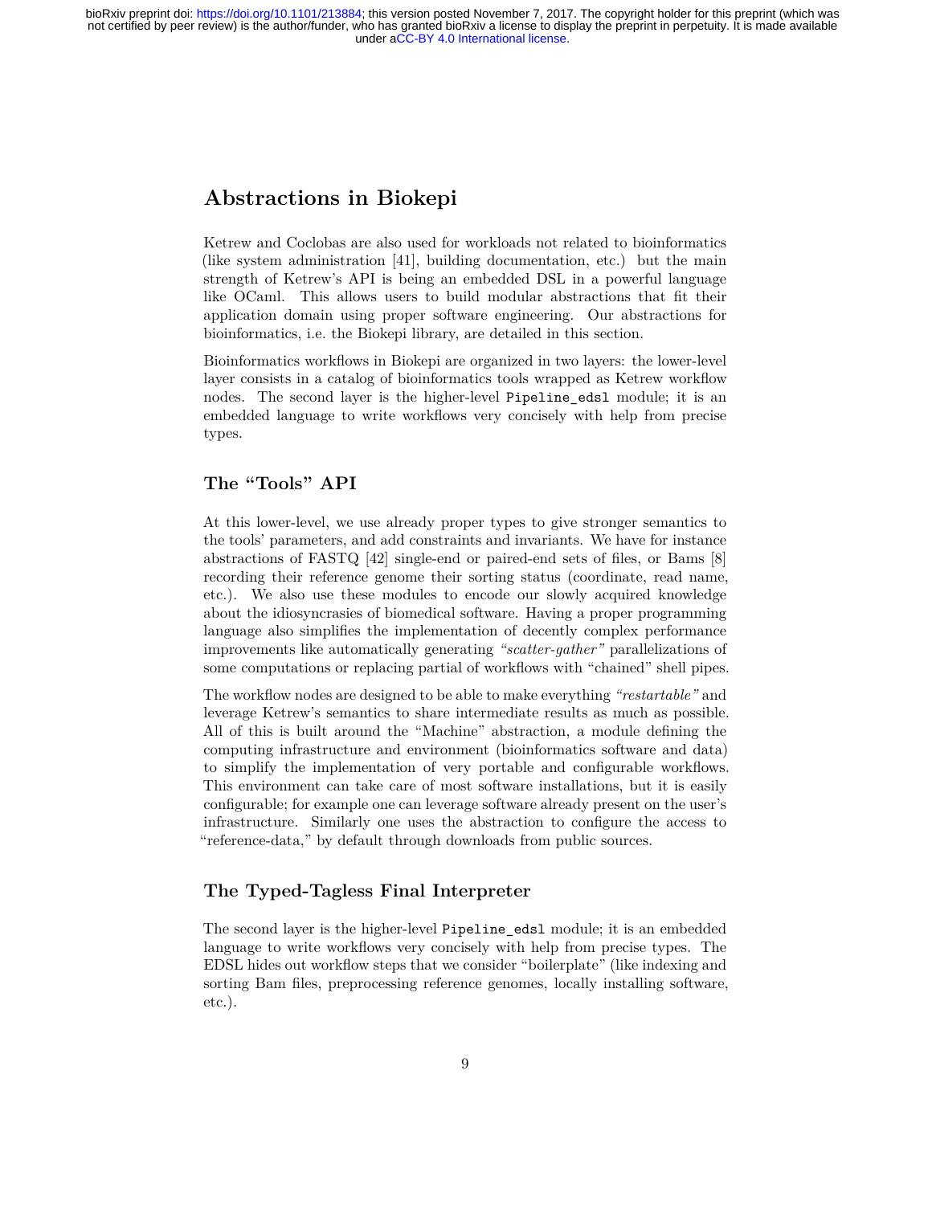## Abstractions in Biokepi

Ketrew and Coclobas are also used for workloads not related to bioinformatics (like system administration [41], building documentation, etc.) but the main strength of Ketrew's API is being an embedded DSL in a powerful language like OCaml. This allows users to build modular abstractions that fit their application domain using proper software engineering. Our abstractions for bioinformatics, i.e. the Biokepi library, are detailed in this section.

Bioinformatics workflows in Biokepi are organized in two layers: the lower-level layer consists in a catalog of bioinformatics tools wrapped as Ketrew workflow nodes. The second layer is the higher-level `Pipeline_edsl` module; it is an embedded language to write workflows very concisely with help from precise types.

### The "Tools" API

At this lower-level, we use already proper types to give stronger semantics to the tools' parameters, and add constraints and invariants. We have for instance abstractions of FASTQ [42] single-end or paired-end sets of files, or Bams [8] recording their reference genome their sorting status (coordinate, read name, etc.). We also use these modules to encode our slowly acquired knowledge about the idiosyncrasies of biomedical software. Having a proper programming language also simplifies the implementation of decently complex performance improvements like automatically generating *"scatter-gather"* parallelizations of some computations or replacing partial of workflows with "chained" shell pipes.

The workflow nodes are designed to be able to make everything *"restartable"* and leverage Ketrew's semantics to share intermediate results as much as possible. All of this is built around the "Machine" abstraction, a module defining the computing infrastructure and environment (bioinformatics software and data) to simplify the implementation of very portable and configurable workflows. This environment can take care of most software installations, but it is easily configurable; for example one can leverage software already present on the user's infrastructure. Similarly one uses the abstraction to configure the access to "reference-data," by default through downloads from public sources.

### The Typed-Tagless Final Interpreter

The second layer is the higher-level `Pipeline_edsl` module; it is an embedded language to write workflows very concisely with help from precise types. The EDSL hides out workflow steps that we consider "boilerplate" (like indexing and sorting Bam files, preprocessing reference genomes, locally installing software, etc.).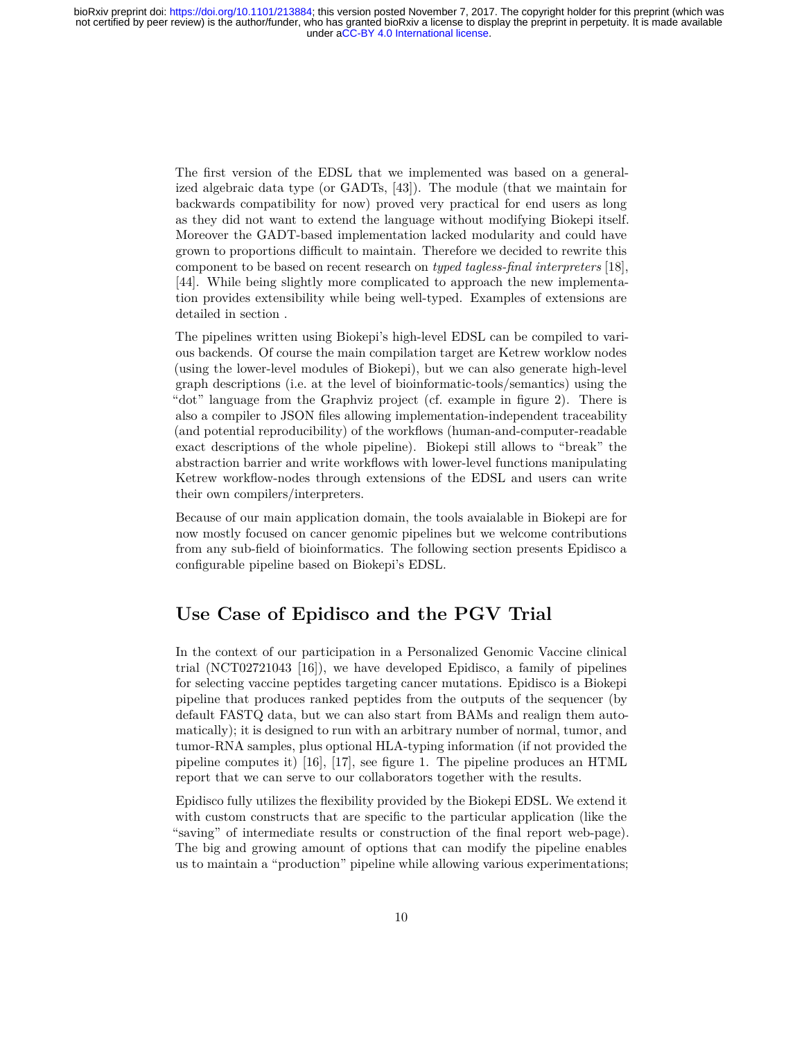The first version of the EDSL that we implemented was based on a generalized algebraic data type (or GADTs, [43]). The module (that we maintain for backwards compatibility for now) proved very practical for end users as long as they did not want to extend the language without modifying Biokepi itself. Moreover the GADT-based implementation lacked modularity and could have grown to proportions difficult to maintain. Therefore we decided to rewrite this component to be based on recent research on *typed tagless-final interpreters* [18], [44]. While being slightly more complicated to approach the new implementation provides extensibility while being well-typed. Examples of extensions are detailed in section .

The pipelines written using Biokepi's high-level EDSL can be compiled to various backends. Of course the main compilation target are Ketrew worklow nodes (using the lower-level modules of Biokepi), but we can also generate high-level graph descriptions (i.e. at the level of bioinformatic-tools/semantics) using the "dot" language from the Graphviz project (cf. example in figure 2). There is also a compiler to JSON files allowing implementation-independent traceability (and potential reproducibility) of the workflows (human-and-computer-readable exact descriptions of the whole pipeline). Biokepi still allows to "break" the abstraction barrier and write workflows with lower-level functions manipulating Ketrew workflow-nodes through extensions of the EDSL and users can write their own compilers/interpreters.

Because of our main application domain, the tools avaialable in Biokepi are for now mostly focused on cancer genomic pipelines but we welcome contributions from any sub-field of bioinformatics. The following section presents Epidisco a configurable pipeline based on Biokepi's EDSL.

## Use Case of Epidisco and the PGV Trial

In the context of our participation in a Personalized Genomic Vaccine clinical trial (NCT02721043 [16]), we have developed Epidisco, a family of pipelines for selecting vaccine peptides targeting cancer mutations. Epidisco is a Biokepi pipeline that produces ranked peptides from the outputs of the sequencer (by default FASTQ data, but we can also start from BAMs and realign them automatically); it is designed to run with an arbitrary number of normal, tumor, and tumor-RNA samples, plus optional HLA-typing information (if not provided the pipeline computes it) [16], [17], see figure 1. The pipeline produces an HTML report that we can serve to our collaborators together with the results.

Epidisco fully utilizes the flexibility provided by the Biokepi EDSL. We extend it with custom constructs that are specific to the particular application (like the "saving" of intermediate results or construction of the final report web-page). The big and growing amount of options that can modify the pipeline enables us to maintain a "production" pipeline while allowing various experimentations;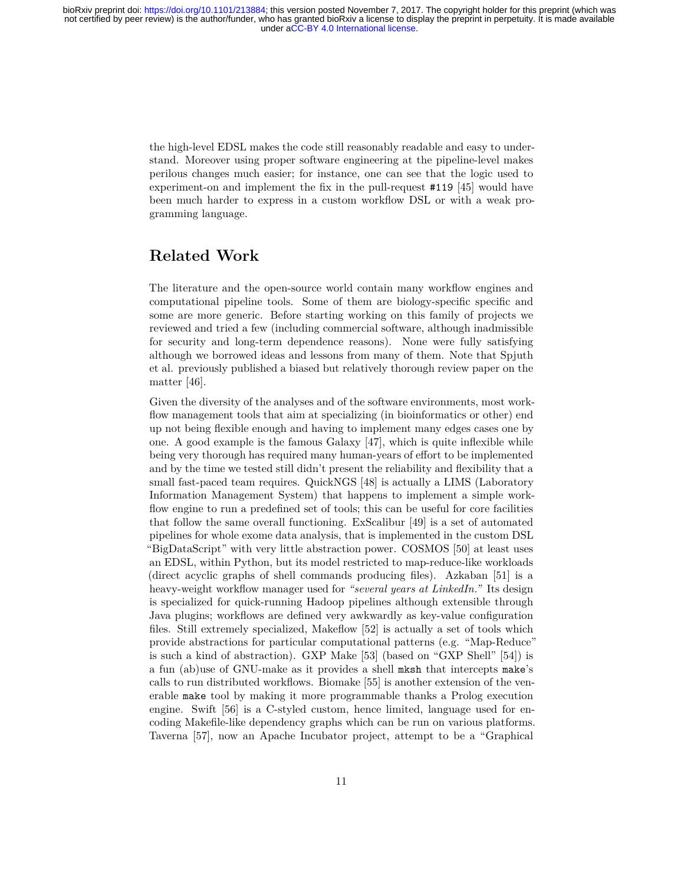the high-level EDSL makes the code still reasonably readable and easy to understand. Moreover using proper software engineering at the pipeline-level makes perilous changes much easier; for instance, one can see that the logic used to experiment-on and implement the fix in the pull-request `#119` [45] would have been much harder to express in a custom workflow DSL or with a weak programming language.

## Related Work

The literature and the open-source world contain many workflow engines and computational pipeline tools. Some of them are biology-specific specific and some are more generic. Before starting working on this family of projects we reviewed and tried a few (including commercial software, although inadmissible for security and long-term dependence reasons). None were fully satisfying although we borrowed ideas and lessons from many of them. Note that Spjuth et al. previously published a biased but relatively thorough review paper on the matter [46].

Given the diversity of the analyses and of the software environments, most workflow management tools that aim at specializing (in bioinformatics or other) end up not being flexible enough and having to implement many edges cases one by one. A good example is the famous Galaxy [47], which is quite inflexible while being very thorough has required many human-years of effort to be implemented and by the time we tested still didn't present the reliability and flexibility that a small fast-paced team requires. QuickNGS [48] is actually a LIMS (Laboratory Information Management System) that happens to implement a simple workflow engine to run a predefined set of tools; this can be useful for core facilities that follow the same overall functioning. ExScalibur [49] is a set of automated pipelines for whole exome data analysis, that is implemented in the custom DSL "BigDataScript" with very little abstraction power. COSMOS [50] at least uses an EDSL, within Python, but its model restricted to map-reduce-like workloads (direct acyclic graphs of shell commands producing files). Azkaban [51] is a heavy-weight workflow manager used for *"several years at LinkedIn."* Its design is specialized for quick-running Hadoop pipelines although extensible through Java plugins; workflows are defined very awkwardly as key-value configuration files. Still extremely specialized, Makeflow [52] is actually a set of tools which provide abstractions for particular computational patterns (e.g. "Map-Reduce" is such a kind of abstraction). GXP Make [53] (based on "GXP Shell" [54]) is a fun (ab)use of GNU-make as it provides a shell `mksh` that intercepts `make`'s calls to run distributed workflows. Biomake [55] is another extension of the venerable `make` tool by making it more programmable thanks a Prolog execution engine. Swift [56] is a C-styled custom, hence limited, language used for encoding Makefile-like dependency graphs which can be run on various platforms. Taverna [57], now an Apache Incubator project, attempt to be a "Graphical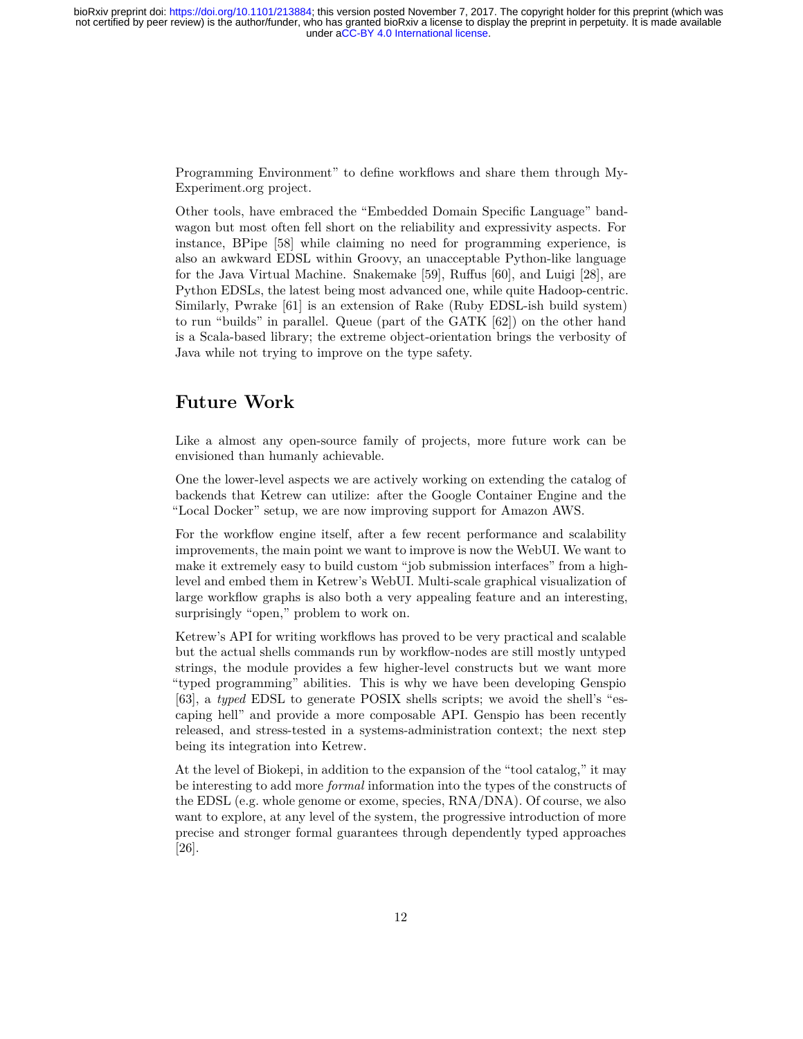Programming Environment" to define workflows and share them through My-Experiment.org project.

Other tools, have embraced the "Embedded Domain Specific Language" bandwagon but most often fell short on the reliability and expressivity aspects. For instance, BPipe [58] while claiming no need for programming experience, is also an awkward EDSL within Groovy, an unacceptable Python-like language for the Java Virtual Machine. Snakemake [59], Ruffus [60], and Luigi [28], are Python EDSLs, the latest being most advanced one, while quite Hadoop-centric. Similarly, Pwrake [61] is an extension of Rake (Ruby EDSL-ish build system) to run "builds" in parallel. Queue (part of the GATK [62]) on the other hand is a Scala-based library; the extreme object-orientation brings the verbosity of Java while not trying to improve on the type safety.

## Future Work

Like a almost any open-source family of projects, more future work can be envisioned than humanly achievable.

One the lower-level aspects we are actively working on extending the catalog of backends that Ketrew can utilize: after the Google Container Engine and the "Local Docker" setup, we are now improving support for Amazon AWS.

For the workflow engine itself, after a few recent performance and scalability improvements, the main point we want to improve is now the WebUI. We want to make it extremely easy to build custom "job submission interfaces" from a high-level and embed them in Ketrew's WebUI. Multi-scale graphical visualization of large workflow graphs is also both a very appealing feature and an interesting, surprisingly "open," problem to work on.

Ketrew's API for writing workflows has proved to be very practical and scalable but the actual shells commands run by workflow-nodes are still mostly untyped strings, the module provides a few higher-level constructs but we want more "typed programming" abilities. This is why we have been developing Genspio [63], a *typed* EDSL to generate POSIX shells scripts; we avoid the shell's "escaping hell" and provide a more composable API. Genspio has been recently released, and stress-tested in a systems-administration context; the next step being its integration into Ketrew.

At the level of Biokepi, in addition to the expansion of the "tool catalog," it may be interesting to add more *formal* information into the types of the constructs of the EDSL (e.g. whole genome or exome, species, RNA/DNA). Of course, we also want to explore, at any level of the system, the progressive introduction of more precise and stronger formal guarantees through dependently typed approaches [26].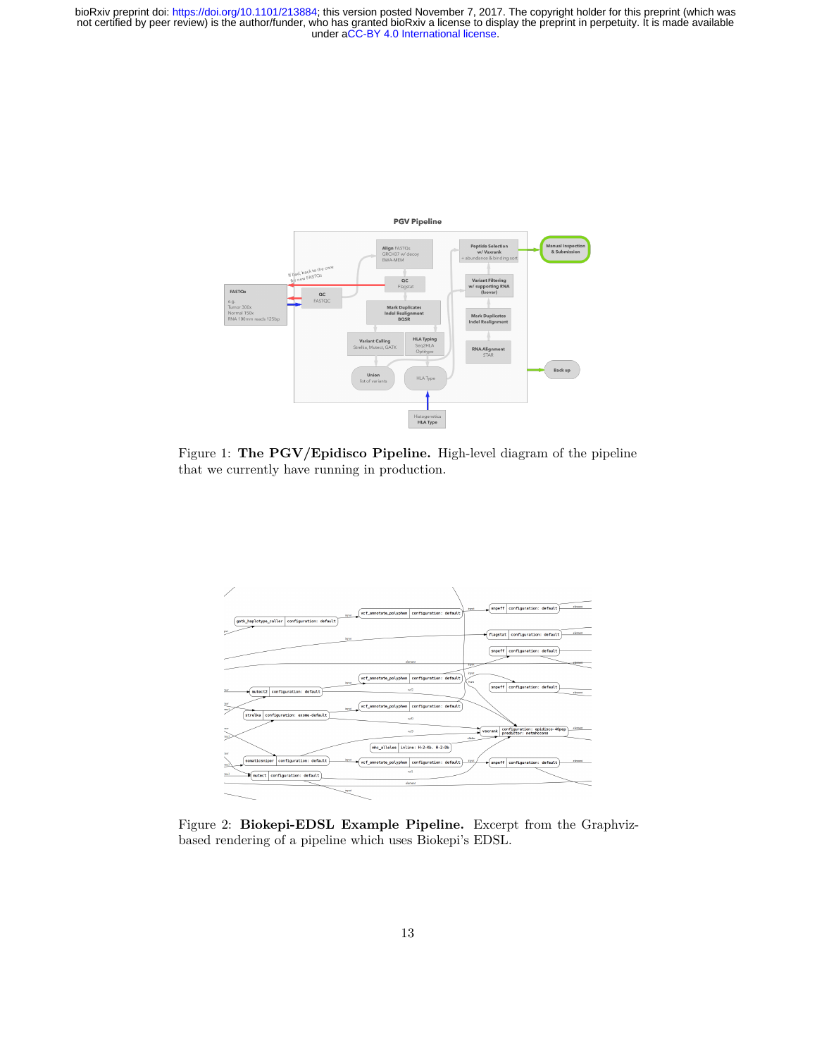Figure 1: **The PGV/Epidisco Pipeline.** High-level diagram of the pipeline that we currently have running in production.

Figure 2: **Biokepi-EDSL Example Pipeline.** Excerpt from the Graphviz-based rendering of a pipeline which uses Biokepi's EDSL.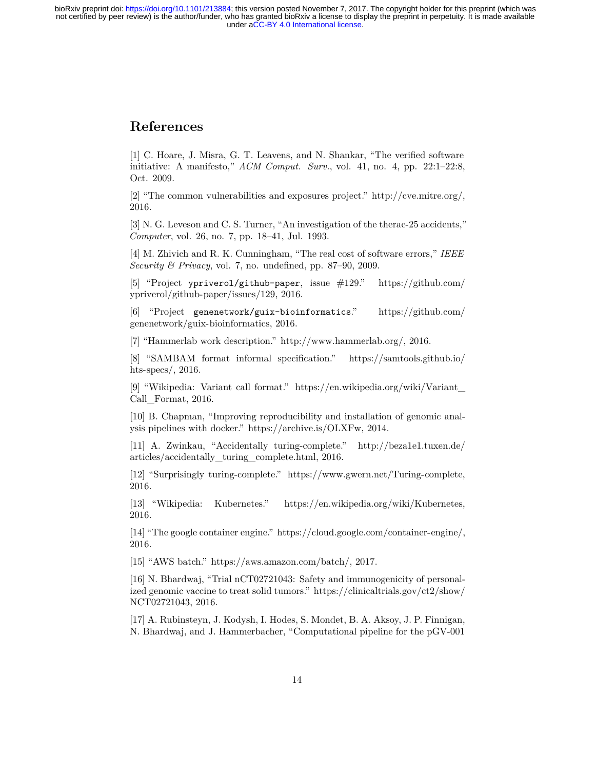# References

[1] C. Hoare, J. Misra, G. T. Leavens, and N. Shankar, "The verified software initiative: A manifesto," *ACM Comput. Surv.*, vol. 41, no. 4, pp. 22:1–22:8, Oct. 2009.

[2] "The common vulnerabilities and exposures project." http://cve.mitre.org/, 2016.

[3] N. G. Leveson and C. S. Turner, "An investigation of the therac-25 accidents," *Computer*, vol. 26, no. 7, pp. 18–41, Jul. 1993.

[4] M. Zhivich and R. K. Cunningham, "The real cost of software errors," *IEEE Security & Privacy*, vol. 7, no. undefined, pp. 87–90, 2009.

[5] "Project `ypriverol/github-paper`, issue #129." https://github.com/ypriverol/github-paper/issues/129, 2016.

[6] "Project `genenetwork/guix-bioinformatics`." https://github.com/genenetwork/guix-bioinformatics, 2016.

[7] "Hammerlab work description." http://www.hammerlab.org/, 2016.

[8] "SAMBAM format informal specification." https://samtools.github.io/hts-specs/, 2016.

[9] "Wikipedia: Variant call format." https://en.wikipedia.org/wiki/Variant_Call_Format, 2016.

[10] B. Chapman, "Improving reproducibility and installation of genomic analysis pipelines with docker." https://archive.is/OLXFw, 2014.

[11] A. Zwinkau, "Accidentally turing-complete." http://beza1e1.tuxen.de/articles/accidentally_turing_complete.html, 2016.

[12] "Surprisingly turing-complete." https://www.gwern.net/Turing-complete, 2016.

[13] "Wikipedia: Kubernetes." https://en.wikipedia.org/wiki/Kubernetes, 2016.

[14] "The google container engine." https://cloud.google.com/container-engine/, 2016.

[15] "AWS batch." https://aws.amazon.com/batch/, 2017.

[16] N. Bhardwaj, "Trial nCT02721043: Safety and immunogenicity of personalized genomic vaccine to treat solid tumors." https://clinicaltrials.gov/ct2/show/NCT02721043, 2016.

[17] A. Rubinsteyn, J. Kodysh, I. Hodes, S. Mondet, B. A. Aksoy, J. P. Finnigan, N. Bhardwaj, and J. Hammerbacher, "Computational pipeline for the pGV-001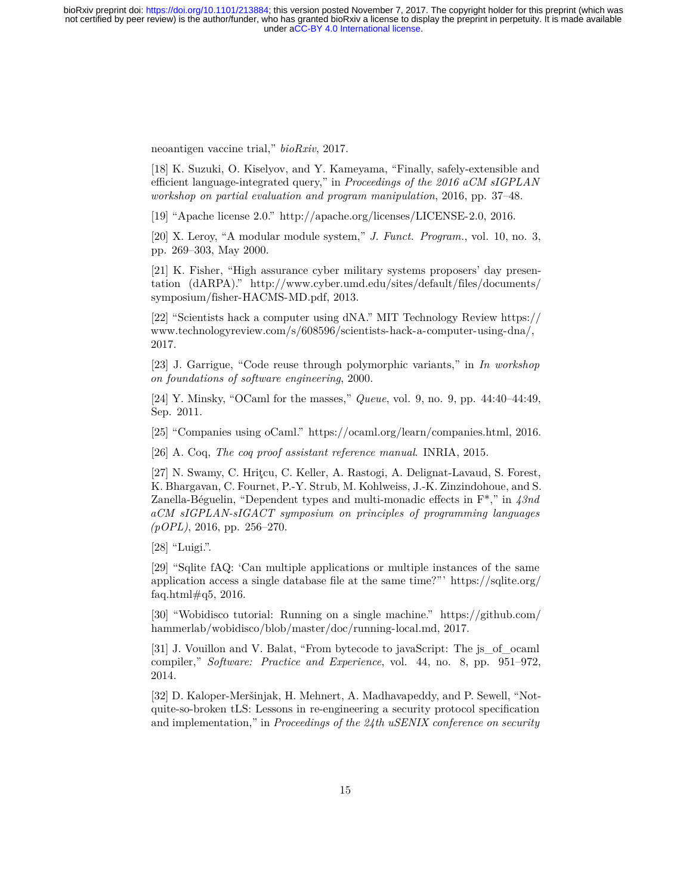neoantigen vaccine trial," *bioRxiv*, 2017.

[18] K. Suzuki, O. Kiselyov, and Y. Kameyama, "Finally, safely-extensible and efficient language-integrated query," in *Proceedings of the 2016 aCM sIGPLAN workshop on partial evaluation and program manipulation*, 2016, pp. 37–48.

[19] "Apache license 2.0." http://apache.org/licenses/LICENSE-2.0, 2016.

[20] X. Leroy, "A modular module system," *J. Funct. Program.*, vol. 10, no. 3, pp. 269–303, May 2000.

[21] K. Fisher, "High assurance cyber military systems proposers' day presentation (dARPA)." http://www.cyber.umd.edu/sites/default/files/documents/symposium/fisher-HACMS-MD.pdf, 2013.

[22] "Scientists hack a computer using dNA." MIT Technology Review https://www.technologyreview.com/s/608596/scientists-hack-a-computer-using-dna/, 2017.

[23] J. Garrigue, "Code reuse through polymorphic variants," in *In workshop on foundations of software engineering*, 2000.

[24] Y. Minsky, "OCaml for the masses," *Queue*, vol. 9, no. 9, pp. 44:40–44:49, Sep. 2011.

[25] "Companies using oCaml." https://ocaml.org/learn/companies.html, 2016.

[26] A. Coq, *The coq proof assistant reference manual*. INRIA, 2015.

[27] N. Swamy, C. Hriţcu, C. Keller, A. Rastogi, A. Delignat-Lavaud, S. Forest, K. Bhargavan, C. Fournet, P.-Y. Strub, M. Kohlweiss, J.-K. Zinzindohoue, and S. Zanella-Béguelin, "Dependent types and multi-monadic effects in F*," in *43nd aCM sIGPLAN-sIGACT symposium on principles of programming languages (pOPL)*, 2016, pp. 256–270.

[28] "Luigi.".

[29] "Sqlite fAQ: 'Can multiple applications or multiple instances of the same application access a single database file at the same time?"' https://sqlite.org/faq.html#q5, 2016.

[30] "Wobidisco tutorial: Running on a single machine." https://github.com/hammerlab/wobidisco/blob/master/doc/running-local.md, 2017.

[31] J. Vouillon and V. Balat, "From bytecode to javaScript: The js_of_ocaml compiler," *Software: Practice and Experience*, vol. 44, no. 8, pp. 951–972, 2014.

[32] D. Kaloper-Meršinjak, H. Mehnert, A. Madhavapeddy, and P. Sewell, "Not-quite-so-broken tLS: Lessons in re-engineering a security protocol specification and implementation," in *Proceedings of the 24th uSENIX conference on security*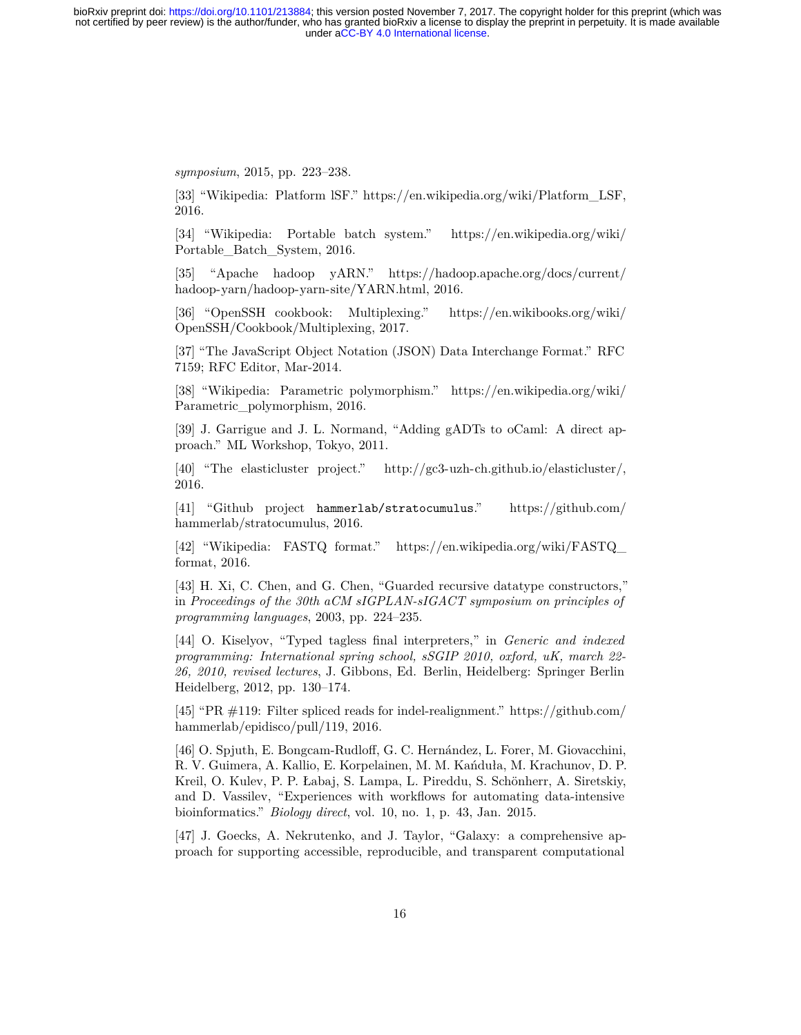*symposium*, 2015, pp. 223–238.

[33] "Wikipedia: Platform lSF." https://en.wikipedia.org/wiki/Platform_LSF, 2016.

[34] "Wikipedia: Portable batch system." https://en.wikipedia.org/wiki/Portable_Batch_System, 2016.

[35] "Apache hadoop yARN." https://hadoop.apache.org/docs/current/hadoop-yarn/hadoop-yarn-site/YARN.html, 2016.

[36] "OpenSSH cookbook: Multiplexing." https://en.wikibooks.org/wiki/OpenSSH/Cookbook/Multiplexing, 2017.

[37] "The JavaScript Object Notation (JSON) Data Interchange Format." RFC 7159; RFC Editor, Mar-2014.

[38] "Wikipedia: Parametric polymorphism." https://en.wikipedia.org/wiki/Parametric_polymorphism, 2016.

[39] J. Garrigue and J. L. Normand, "Adding gADTs to oCaml: A direct approach." ML Workshop, Tokyo, 2011.

[40] "The elasticluster project." http://gc3-uzh-ch.github.io/elasticluster/, 2016.

[41] "Github project `hammerlab/stratocumulus`." https://github.com/hammerlab/stratocumulus, 2016.

[42] "Wikipedia: FASTQ format." https://en.wikipedia.org/wiki/FASTQ_format, 2016.

[43] H. Xi, C. Chen, and G. Chen, "Guarded recursive datatype constructors," in *Proceedings of the 30th aCM sIGPLAN-sIGACT symposium on principles of programming languages*, 2003, pp. 224–235.

[44] O. Kiselyov, "Typed tagless final interpreters," in *Generic and indexed programming: International spring school, sSGIP 2010, oxford, uK, march 22-26, 2010, revised lectures*, J. Gibbons, Ed. Berlin, Heidelberg: Springer Berlin Heidelberg, 2012, pp. 130–174.

[45] "PR #119: Filter spliced reads for indel-realignment." https://github.com/hammerlab/epidisco/pull/119, 2016.

[46] O. Spjuth, E. Bongcam-Rudloff, G. C. Hernández, L. Forer, M. Giovacchini, R. V. Guimera, A. Kallio, E. Korpelainen, M. M. Kańduła, M. Krachunov, D. P. Kreil, O. Kulev, P. P. Łabaj, S. Lampa, L. Pireddu, S. Schönherr, A. Siretskiy, and D. Vassilev, "Experiences with workflows for automating data-intensive bioinformatics." *Biology direct*, vol. 10, no. 1, p. 43, Jan. 2015.

[47] J. Goecks, A. Nekrutenko, and J. Taylor, "Galaxy: a comprehensive approach for supporting accessible, reproducible, and transparent computational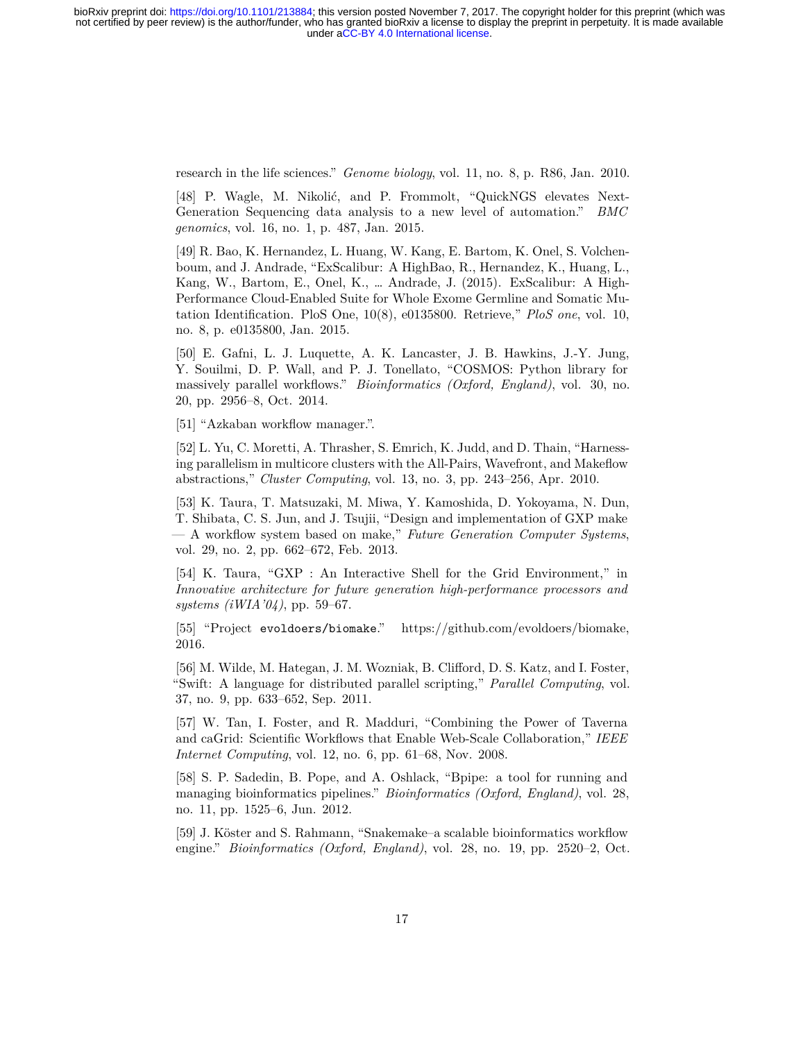research in the life sciences." *Genome biology*, vol. 11, no. 8, p. R86, Jan. 2010.

[48] P. Wagle, M. Nikolić, and P. Frommolt, "QuickNGS elevates Next-Generation Sequencing data analysis to a new level of automation." *BMC genomics*, vol. 16, no. 1, p. 487, Jan. 2015.

[49] R. Bao, K. Hernandez, L. Huang, W. Kang, E. Bartom, K. Onel, S. Volchenboum, and J. Andrade, "ExScalibur: A HighBao, R., Hernandez, K., Huang, L., Kang, W., Bartom, E., Onel, K., … Andrade, J. (2015). ExScalibur: A High-Performance Cloud-Enabled Suite for Whole Exome Germline and Somatic Mutation Identification. PloS One, 10(8), e0135800. Retrieve," *PloS one*, vol. 10, no. 8, p. e0135800, Jan. 2015.

[50] E. Gafni, L. J. Luquette, A. K. Lancaster, J. B. Hawkins, J.-Y. Jung, Y. Souilmi, D. P. Wall, and P. J. Tonellato, "COSMOS: Python library for massively parallel workflows." *Bioinformatics (Oxford, England)*, vol. 30, no. 20, pp. 2956–8, Oct. 2014.

[51] "Azkaban workflow manager.".

[52] L. Yu, C. Moretti, A. Thrasher, S. Emrich, K. Judd, and D. Thain, "Harnessing parallelism in multicore clusters with the All-Pairs, Wavefront, and Makeflow abstractions," *Cluster Computing*, vol. 13, no. 3, pp. 243–256, Apr. 2010.

[53] K. Taura, T. Matsuzaki, M. Miwa, Y. Kamoshida, D. Yokoyama, N. Dun, T. Shibata, C. S. Jun, and J. Tsujii, "Design and implementation of GXP make — A workflow system based on make," *Future Generation Computer Systems*, vol. 29, no. 2, pp. 662–672, Feb. 2013.

[54] K. Taura, "GXP : An Interactive Shell for the Grid Environment," in *Innovative architecture for future generation high-performance processors and systems (iWIA'04)*, pp. 59–67.

[55] "Project `evoldoers/biomake`." https://github.com/evoldoers/biomake, 2016.

[56] M. Wilde, M. Hategan, J. M. Wozniak, B. Clifford, D. S. Katz, and I. Foster, "Swift: A language for distributed parallel scripting," *Parallel Computing*, vol. 37, no. 9, pp. 633–652, Sep. 2011.

[57] W. Tan, I. Foster, and R. Madduri, "Combining the Power of Taverna and caGrid: Scientific Workflows that Enable Web-Scale Collaboration," *IEEE Internet Computing*, vol. 12, no. 6, pp. 61–68, Nov. 2008.

[58] S. P. Sadedin, B. Pope, and A. Oshlack, "Bpipe: a tool for running and managing bioinformatics pipelines." *Bioinformatics (Oxford, England)*, vol. 28, no. 11, pp. 1525–6, Jun. 2012.

[59] J. Köster and S. Rahmann, "Snakemake–a scalable bioinformatics workflow engine." *Bioinformatics (Oxford, England)*, vol. 28, no. 19, pp. 2520–2, Oct.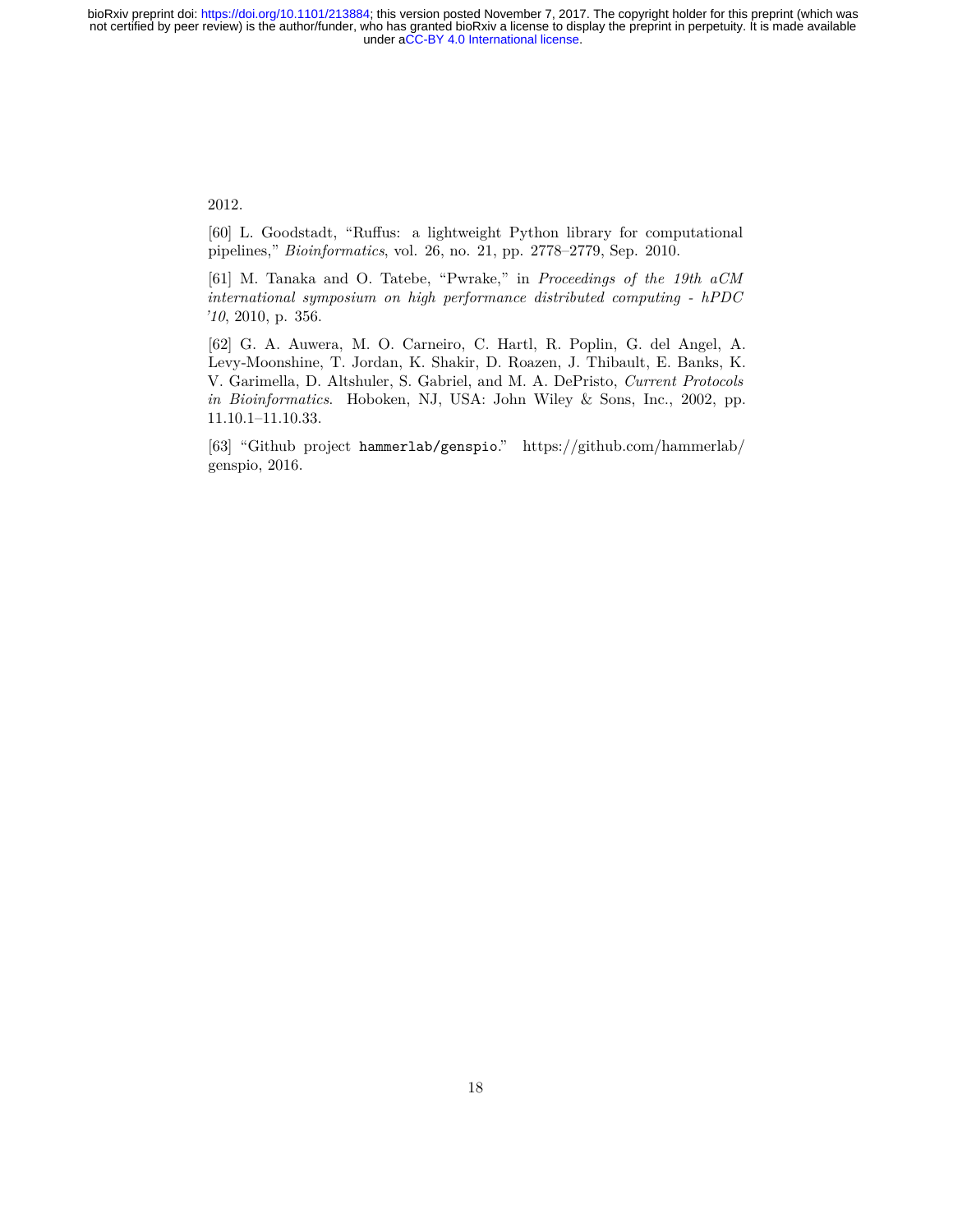2012.

[60] L. Goodstadt, “Ruffus: a lightweight Python library for computational pipelines,” *Bioinformatics*, vol. 26, no. 21, pp. 2778–2779, Sep. 2010.

[61] M. Tanaka and O. Tatebe, “Pwrake,” in *Proceedings of the 19th aCM international symposium on high performance distributed computing - hPDC '10*, 2010, p. 356.

[62] G. A. Auwera, M. O. Carneiro, C. Hartl, R. Poplin, G. del Angel, A. Levy-Moonshine, T. Jordan, K. Shakir, D. Roazen, J. Thibault, E. Banks, K. V. Garimella, D. Altshuler, S. Gabriel, and M. A. DePristo, *Current Protocols in Bioinformatics*. Hoboken, NJ, USA: John Wiley & Sons, Inc., 2002, pp. 11.10.1–11.10.33.

[63] “Github project `hammerlab/genspio`.” https://github.com/hammerlab/genspio, 2016.